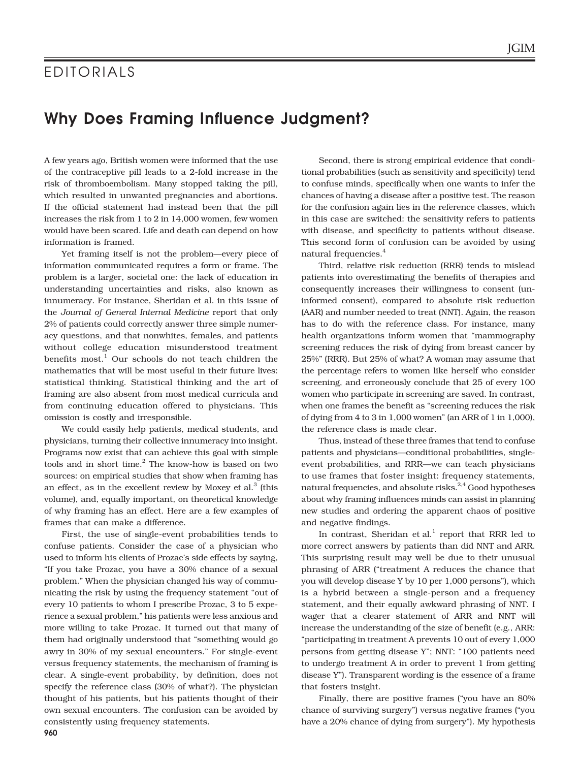# EDITORIALS

## Why Does Framing Influence Judgment?

A few years ago, British women were informed that the use of the contraceptive pill leads to a 2-fold increase in the risk of thromboembolism. Many stopped taking the pill, which resulted in unwanted pregnancies and abortions. If the official statement had instead been that the pill increases the risk from 1 to 2 in 14,000 women, few women would have been scared. Life and death can depend on how information is framed.

Yet framing itself is not the problem—every piece of information communicated requires a form or frame. The problem is a larger, societal one: the lack of education in understanding uncertainties and risks, also known as innumeracy. For instance, Sheridan et al. in this issue of the *Journal of General Internal Medicine* report that only 2% of patients could correctly answer three simple numeracy questions, and that nonwhites, females, and patients without college education misunderstood treatment benefits most.[1] Our schools do not teach children the mathematics that will be most useful in their future lives: statistical thinking. Statistical thinking and the art of framing are also absent from most medical curricula and from continuing education offered to physicians. This omission is costly and irresponsible.

We could easily help patients, medical students, and physicians, turning their collective innumeracy into insight. Programs now exist that can achieve this goal with simple tools and in short time.[2] The know-how is based on two sources: on empirical studies that show when framing has an effect, as in the excellent review by Moxey et al.[3] (this volume), and, equally important, on theoretical knowledge of why framing has an effect. Here are a few examples of frames that can make a difference.

First, the use of single-event probabilities tends to confuse patients. Consider the case of a physician who used to inform his clients of Prozac's side effects by saying, "If you take Prozac, you have a 30% chance of a sexual problem." When the physician changed his way of communicating the risk by using the frequency statement "out of every 10 patients to whom I prescribe Prozac, 3 to 5 experience a sexual problem," his patients were less anxious and more willing to take Prozac. It turned out that many of them had originally understood that "something would go awry in 30% of my sexual encounters." For single-event versus frequency statements, the mechanism of framing is clear. A single-event probability, by definition, does not specify the reference class (30% of what?). The physician thought of his patients, but his patients thought of their own sexual encounters. The confusion can be avoided by consistently using frequency statements.

Second, there is strong empirical evidence that conditional probabilities (such as sensitivity and specificity) tend to confuse minds, specifically when one wants to infer the chances of having a disease after a positive test. The reason for the confusion again lies in the reference classes, which in this case are switched: the sensitivity refers to patients with disease, and specificity to patients without disease. This second form of confusion can be avoided by using natural frequencies.[4]

Third, relative risk reduction (RRR) tends to mislead patients into overestimating the benefits of therapies and consequently increases their willingness to consent (uninformed consent), compared to absolute risk reduction (AAR) and number needed to treat (NNT). Again, the reason has to do with the reference class. For instance, many health organizations inform women that "mammography screening reduces the risk of dying from breast cancer by 25%" (RRR). But 25% of what? A woman may assume that the percentage refers to women like herself who consider screening, and erroneously conclude that 25 of every 100 women who participate in screening are saved. In contrast, when one frames the benefit as "screening reduces the risk of dying from 4 to 3 in 1,000 women" (an ARR of 1 in 1,000), the reference class is made clear.

Thus, instead of these three frames that tend to confuse patients and physicians—conditional probabilities, single-event probabilities, and RRR—we can teach physicians to use frames that foster insight: frequency statements, natural frequencies, and absolute risks.[2,4] Good hypotheses about why framing influences minds can assist in planning new studies and ordering the apparent chaos of positive and negative findings.

In contrast, Sheridan et al.[1] report that RRR led to more correct answers by patients than did NNT and ARR. This surprising result may well be due to their unusual phrasing of ARR ("treatment A reduces the chance that you will develop disease Y by 10 per 1,000 persons"), which is a hybrid between a single-person and a frequency statement, and their equally awkward phrasing of NNT. I wager that a clearer statement of ARR and NNT will increase the understanding of the size of benefit (e.g., ARR: "participating in treatment A prevents 10 out of every 1,000 persons from getting disease Y"; NNT: "100 patients need to undergo treatment A in order to prevent 1 from getting disease Y"). Transparent wording is the essence of a frame that fosters insight.

Finally, there are positive frames ("you have an 80% chance of surviving surgery") versus negative frames ("you have a 20% chance of dying from surgery"). My hypothesis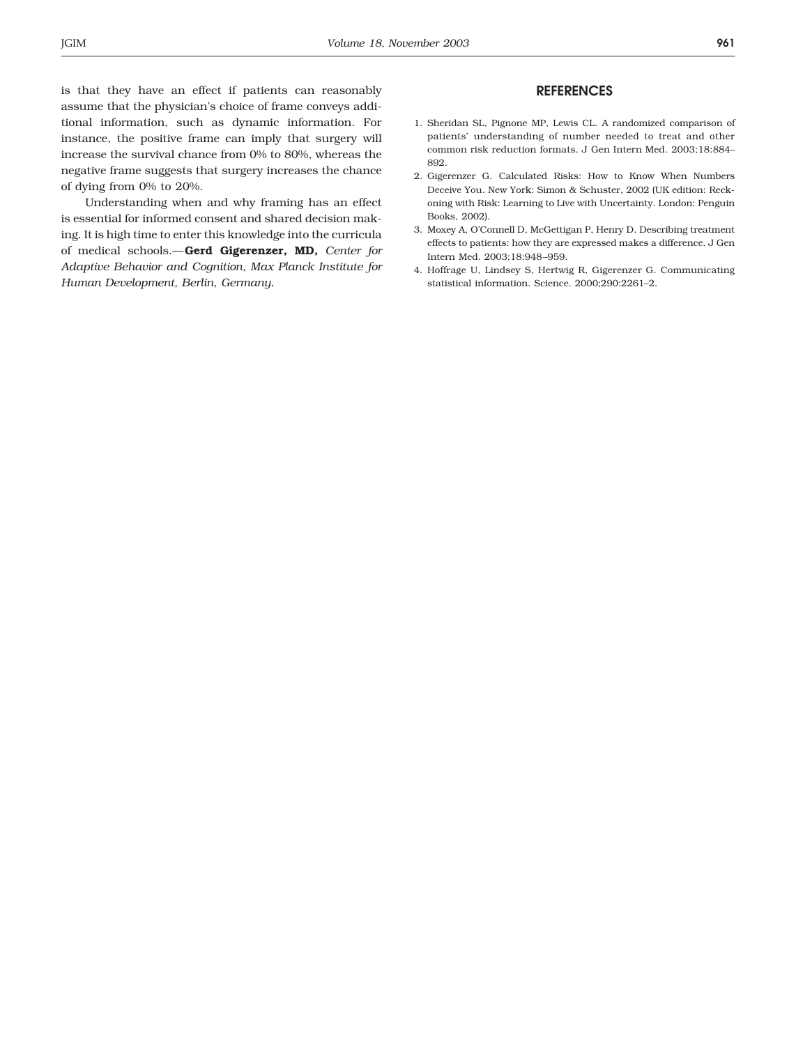is that they have an effect if patients can reasonably assume that the physician's choice of frame conveys additional information, such as dynamic information. For instance, the positive frame can imply that surgery will increase the survival chance from 0% to 80%, whereas the negative frame suggests that surgery increases the chance of dying from 0% to 20%.

Understanding when and why framing has an effect is essential for informed consent and shared decision making. It is high time to enter this knowledge into the curricula of medical schools.—**Gerd Gigerenzer, MD,** *Center for Adaptive Behavior and Cognition, Max Planck Institute for Human Development, Berlin, Germany.*

## REFERENCES

1. Sheridan SL, Pignone MP, Lewis CL. A randomized comparison of patients' understanding of number needed to treat and other common risk reduction formats. J Gen Intern Med. 2003;18:884–892.
2. Gigerenzer G. Calculated Risks: How to Know When Numbers Deceive You. New York: Simon & Schuster, 2002 (UK edition: Reckoning with Risk: Learning to Live with Uncertainty. London: Penguin Books, 2002).
3. Moxey A, O'Connell D, McGettigan P, Henry D. Describing treatment effects to patients: how they are expressed makes a difference. J Gen Intern Med. 2003;18:948–959.
4. Hoffrage U, Lindsey S, Hertwig R, Gigerenzer G. Communicating statistical information. Science. 2000;290:2261–2.